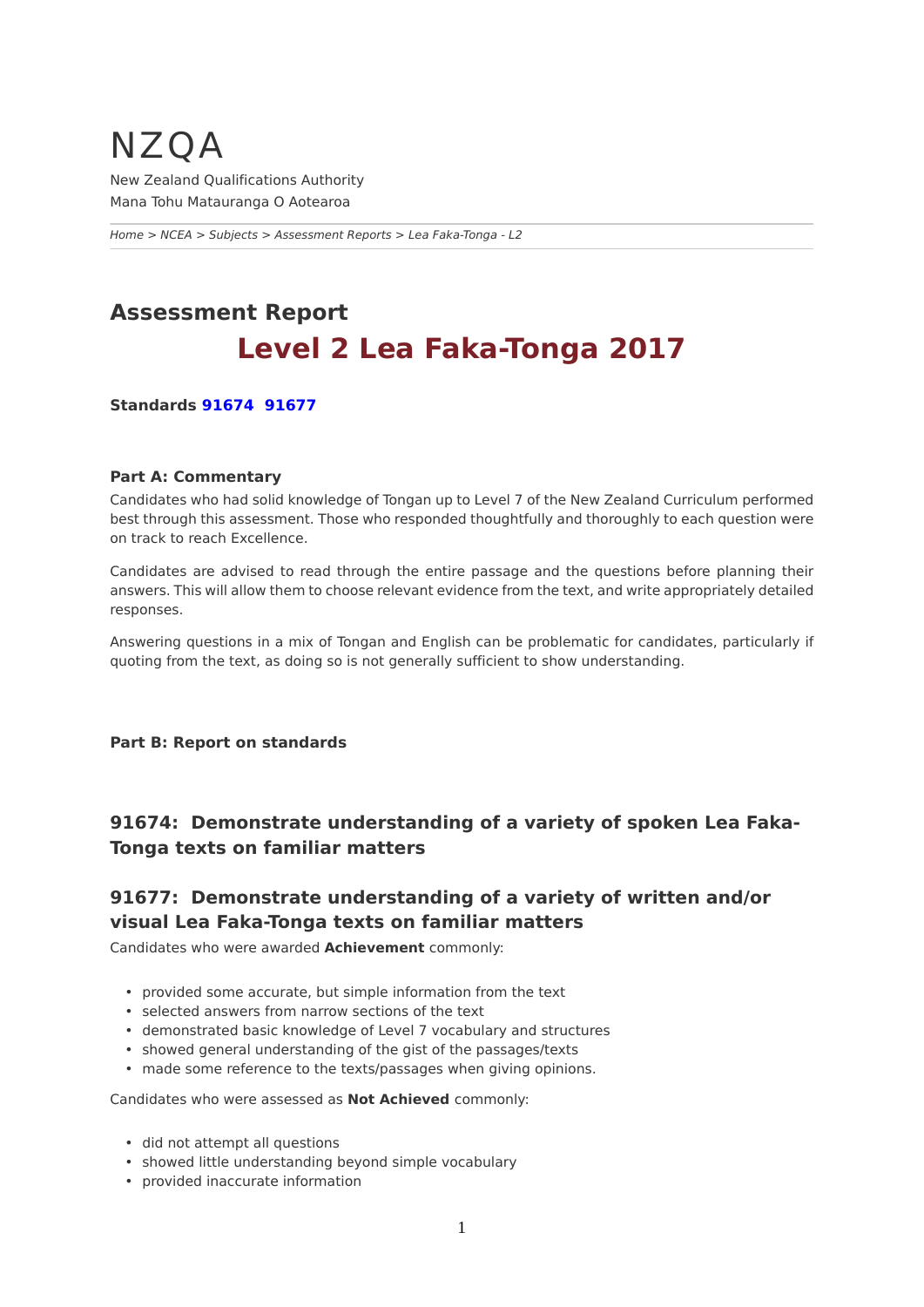# NZQA

New Zealand Qualifications Authority

Mana Tohu Matauranga O Aotearoa

*Home > NCEA > Subjects > Assessment Reports > Lea Faka-Tonga - L2*

## Assessment Report

# Level 2 Lea Faka-Tonga 2017

**Standards 91674 91677**

### Part A: Commentary

Candidates who had solid knowledge of Tongan up to Level 7 of the New Zealand Curriculum performed best through this assessment. Those who responded thoughtfully and thoroughly to each question were on track to reach Excellence.

Candidates are advised to read through the entire passage and the questions before planning their answers. This will allow them to choose relevant evidence from the text, and write appropriately detailed responses.

Answering questions in a mix of Tongan and English can be problematic for candidates, particularly if quoting from the text, as doing so is not generally sufficient to show understanding.

### Part B: Report on standards

## 91674: Demonstrate understanding of a variety of spoken Lea Faka-Tonga texts on familiar matters

## 91677: Demonstrate understanding of a variety of written and/or visual Lea Faka-Tonga texts on familiar matters

Candidates who were awarded **Achievement** commonly:

- provided some accurate, but simple information from the text
- selected answers from narrow sections of the text
- demonstrated basic knowledge of Level 7 vocabulary and structures
- showed general understanding of the gist of the passages/texts
- made some reference to the texts/passages when giving opinions.

Candidates who were assessed as **Not Achieved** commonly:

- did not attempt all questions
- showed little understanding beyond simple vocabulary
- provided inaccurate information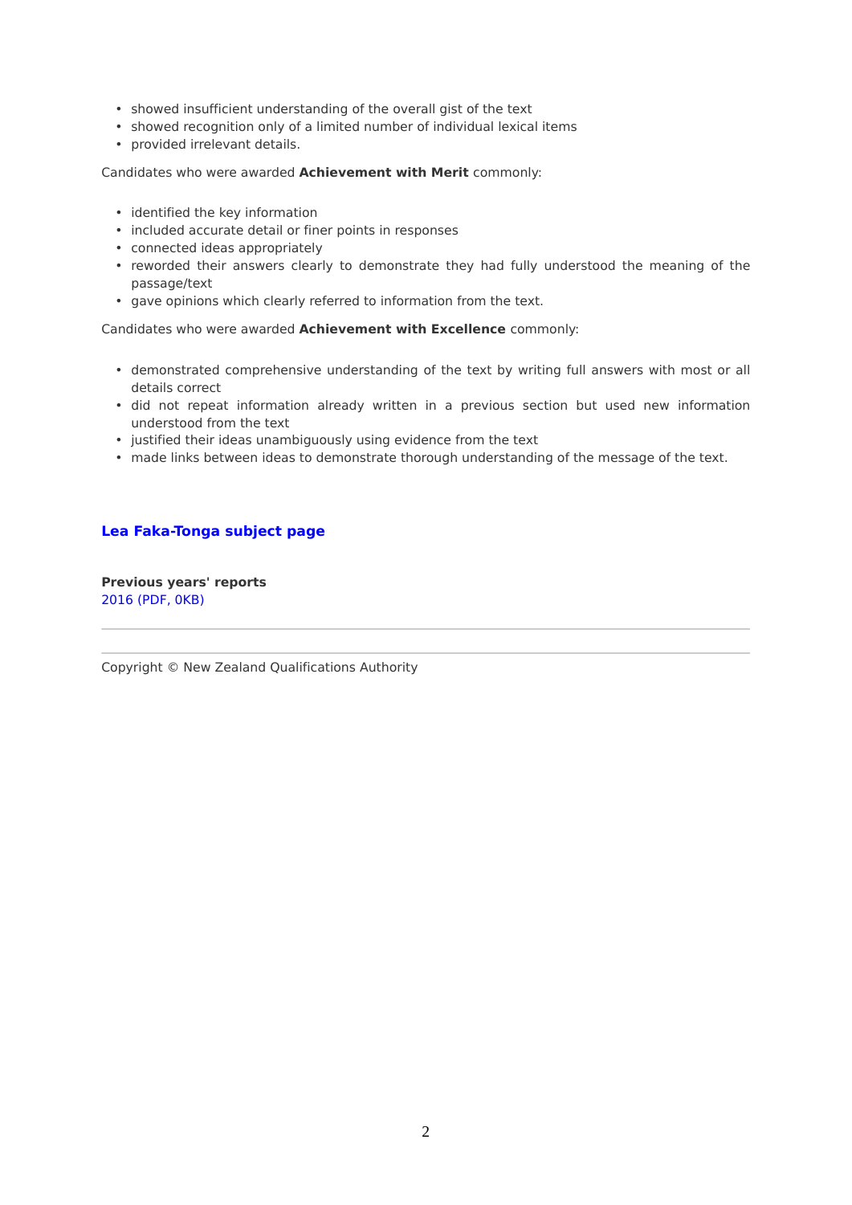- showed insufficient understanding of the overall gist of the text
- showed recognition only of a limited number of individual lexical items
- provided irrelevant details.

Candidates who were awarded **Achievement with Merit** commonly:

- identified the key information
- included accurate detail or finer points in responses
- connected ideas appropriately
- reworded their answers clearly to demonstrate they had fully understood the meaning of the passage/text
- gave opinions which clearly referred to information from the text.

Candidates who were awarded **Achievement with Excellence** commonly:

- demonstrated comprehensive understanding of the text by writing full answers with most or all details correct
- did not repeat information already written in a previous section but used new information understood from the text
- justified their ideas unambiguously using evidence from the text
- made links between ideas to demonstrate thorough understanding of the message of the text.

**Lea Faka-Tonga subject page**

**Previous years' reports**
2016 (PDF, 0KB)

---

Copyright © New Zealand Qualifications Authority